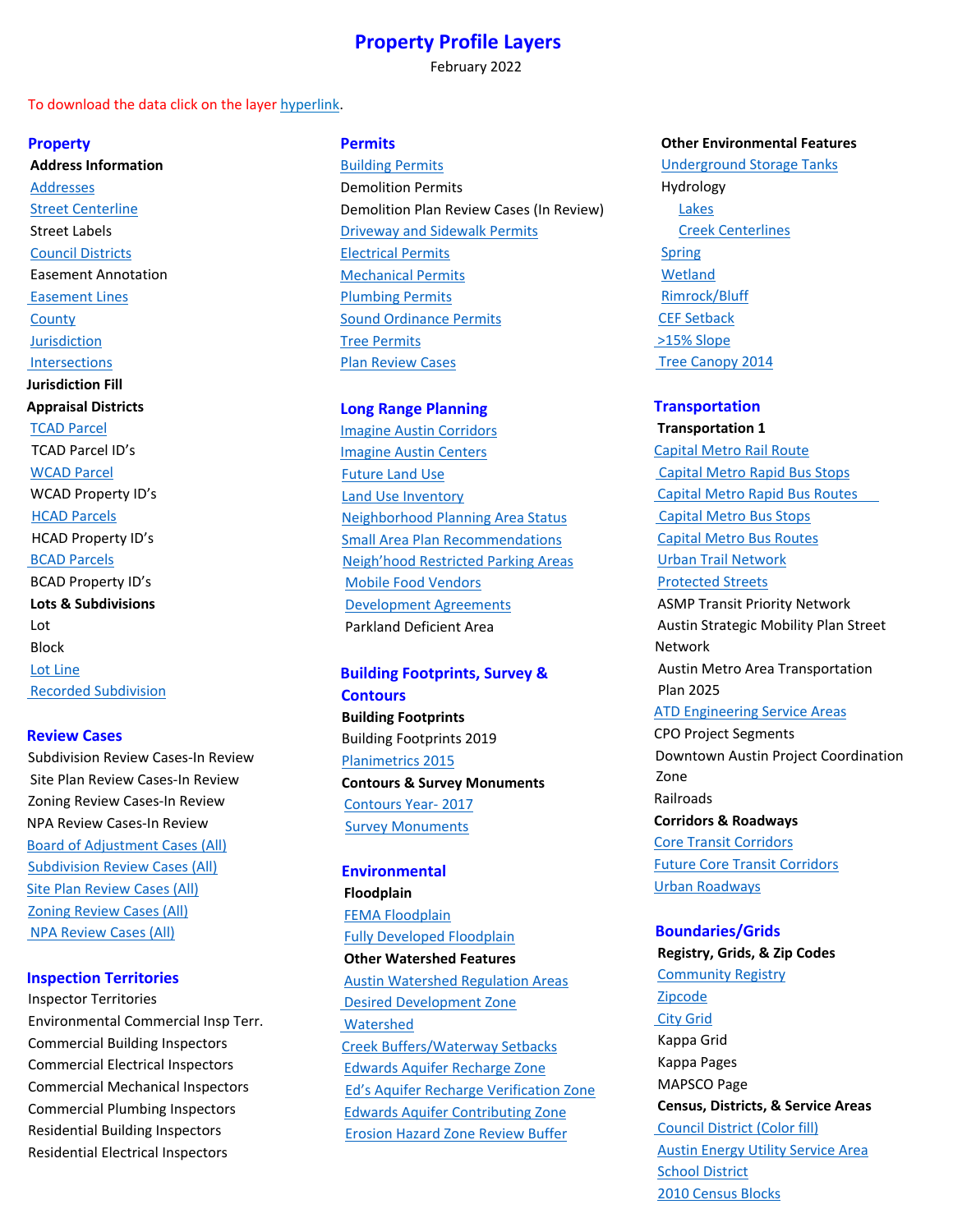# Property Profile Layers

February 2022

To download the data click on the layer hyperlink.

## Property

**Address Information**

Addresses
Street Centerline
Street Labels
Council Districts
Easement Annotation
Easement Lines
County
Jurisdiction
Intersections

**Jurisdiction Fill**

**Appraisal Districts**

TCAD Parcel
TCAD Parcel ID's
WCAD Parcel
WCAD Property ID's
HCAD Parcels
HCAD Property ID's
BCAD Parcels
BCAD Property ID's

**Lots & Subdivisions**

Lot
Block
Lot Line
Recorded Subdivision

## Review Cases

Subdivision Review Cases-In Review
Site Plan Review Cases-In Review
Zoning Review Cases-In Review
NPA Review Cases-In Review
Board of Adjustment Cases (All)
Subdivision Review Cases (All)
Site Plan Review Cases (All)
Zoning Review Cases (All)
NPA Review Cases (All)

## Inspection Territories

Inspector Territories
Environmental Commercial Insp Terr.
Commercial Building Inspectors
Commercial Electrical Inspectors
Commercial Mechanical Inspectors
Commercial Plumbing Inspectors
Residential Building Inspectors
Residential Electrical Inspectors

## Permits

Building Permits
Demolition Permits
Demolition Plan Review Cases (In Review)
Driveway and Sidewalk Permits
Electrical Permits
Mechanical Permits
Plumbing Permits
Sound Ordinance Permits
Tree Permits
Plan Review Cases

## Long Range Planning

Imagine Austin Corridors
Imagine Austin Centers
Future Land Use
Land Use Inventory
Neighborhood Planning Area Status
Small Area Plan Recommendations
Neigh'hood Restricted Parking Areas
Mobile Food Vendors
Development Agreements
Parkland Deficient Area

## Building Footprints, Survey & Contours

**Building Footprints**

Building Footprints 2019
Planimetrics 2015

**Contours & Survey Monuments**

Contours Year- 2017
Survey Monuments

## Environmental

**Floodplain**

FEMA Floodplain
Fully Developed Floodplain

**Other Watershed Features**

Austin Watershed Regulation Areas
Desired Development Zone
Watershed
Creek Buffers/Waterway Setbacks
Edwards Aquifer Recharge Zone
Ed's Aquifer Recharge Verification Zone
Edwards Aquifer Contributing Zone
Erosion Hazard Zone Review Buffer

**Other Environmental Features**

Underground Storage Tanks
Hydrology
- Lakes
- Creek Centerlines

Spring
Wetland
Rimrock/Bluff
CEF Setback
>15% Slope
Tree Canopy 2014

## Transportation

**Transportation 1**

Capital Metro Rail Route
Capital Metro Rapid Bus Stops
Capital Metro Rapid Bus Routes
Capital Metro Bus Stops
Capital Metro Bus Routes
Urban Trail Network
Protected Streets
ASMP Transit Priority Network
Austin Strategic Mobility Plan Street Network
Austin Metro Area Transportation Plan 2025
ATD Engineering Service Areas
CPO Project Segments
Downtown Austin Project Coordination Zone
Railroads

**Corridors & Roadways**

Core Transit Corridors
Future Core Transit Corridors
Urban Roadways

## Boundaries/Grids

**Registry, Grids, & Zip Codes**

Community Registry
Zipcode
City Grid
Kappa Grid
Kappa Pages
MAPSCO Page

**Census, Districts, & Service Areas**

Council District (Color fill)
Austin Energy Utility Service Area
School District
2010 Census Blocks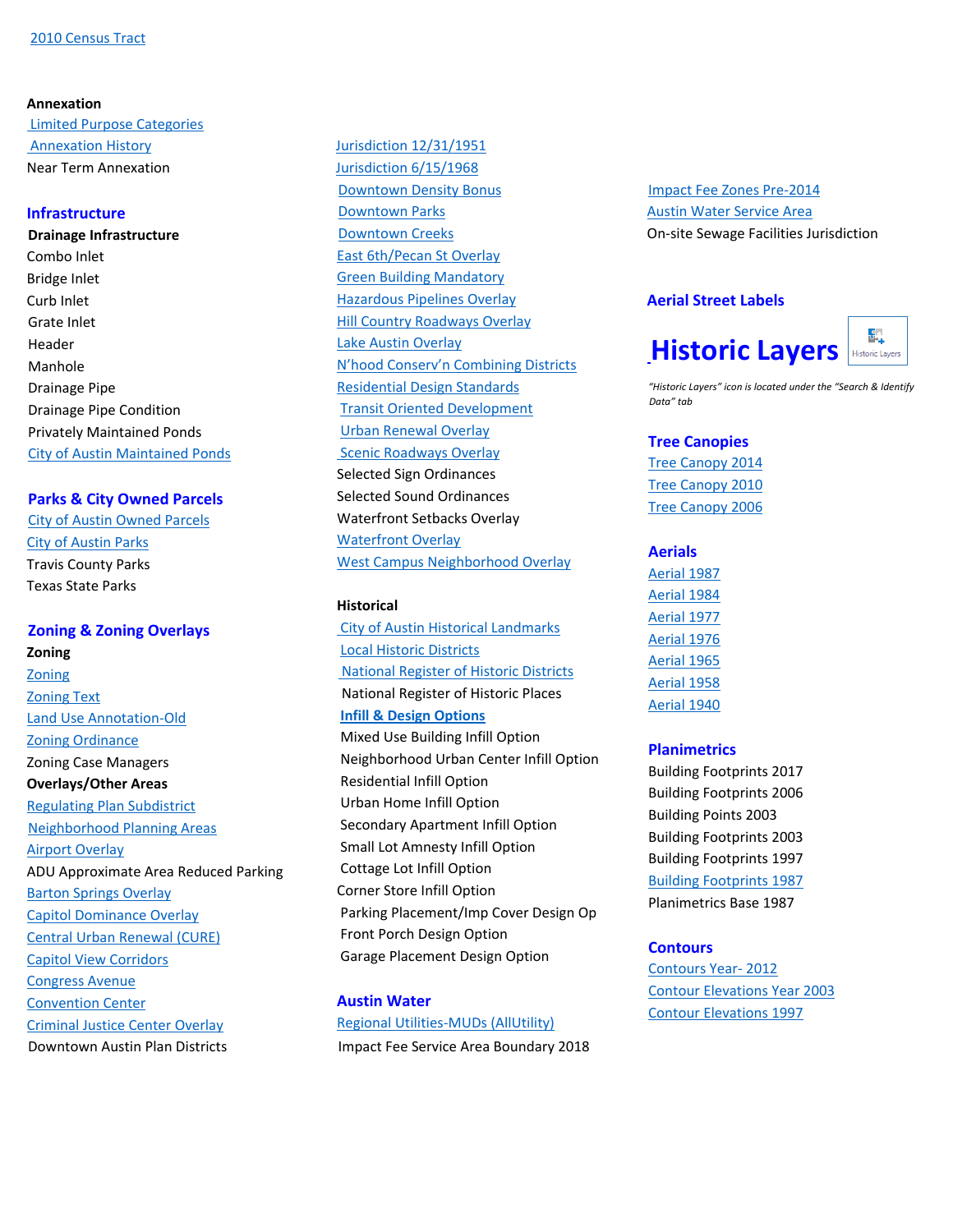2010 Census Tract

**Annexation**

Limited Purpose Categories

Annexation History

Near Term Annexation

## Infrastructure

**Drainage Infrastructure**

Combo Inlet

Bridge Inlet

Curb Inlet

Grate Inlet

Header

Manhole

Drainage Pipe

Drainage Pipe Condition

Privately Maintained Ponds

City of Austin Maintained Ponds

## Parks & City Owned Parcels

City of Austin Owned Parcels

City of Austin Parks

Travis County Parks

Texas State Parks

## Zoning & Zoning Overlays

**Zoning**

Zoning

Zoning Text

Land Use Annotation-Old

Zoning Ordinance

Zoning Case Managers

**Overlays/Other Areas**

Regulating Plan Subdistrict

Neighborhood Planning Areas

Airport Overlay

ADU Approximate Area Reduced Parking

Barton Springs Overlay

Capitol Dominance Overlay

Central Urban Renewal (CURE)

Capitol View Corridors

Congress Avenue

Convention Center

Criminal Justice Center Overlay

Downtown Austin Plan Districts

Jurisdiction 12/31/1951

Jurisdiction 6/15/1968

Downtown Density Bonus

Downtown Parks

Downtown Creeks

East 6th/Pecan St Overlay

Green Building Mandatory

Hazardous Pipelines Overlay

Hill Country Roadways Overlay

Lake Austin Overlay

N'hood Conserv'n Combining Districts

Residential Design Standards

Transit Oriented Development

Urban Renewal Overlay

Scenic Roadways Overlay

Selected Sign Ordinances

Selected Sound Ordinances

Waterfront Setbacks Overlay

Waterfront Overlay

West Campus Neighborhood Overlay

**Historical**

City of Austin Historical Landmarks

Local Historic Districts

National Register of Historic Districts

National Register of Historic Places

**Infill & Design Options**

Mixed Use Building Infill Option

Neighborhood Urban Center Infill Option

Residential Infill Option

Urban Home Infill Option

Secondary Apartment Infill Option

Small Lot Amnesty Infill Option

Cottage Lot Infill Option

Corner Store Infill Option

Parking Placement/Imp Cover Design Op

Front Porch Design Option

Garage Placement Design Option

## Austin Water

Regional Utilities-MUDs (AllUtility)

Impact Fee Service Area Boundary 2018

Impact Fee Zones Pre-2014

Austin Water Service Area

On-site Sewage Facilities Jurisdiction

## Aerial Street Labels

# Historic Layers

Historic Layers

*"Historic Layers" icon is located under the "Search & Identify Data" tab*

## Tree Canopies

Tree Canopy 2014

Tree Canopy 2010

Tree Canopy 2006

## Aerials

Aerial 1987

Aerial 1984

Aerial 1977

Aerial 1976

Aerial 1965

Aerial 1958

Aerial 1940

## Planimetrics

Building Footprints 2017

Building Footprints 2006

Building Points 2003

Building Footprints 2003

Building Footprints 1997

Building Footprints 1987

Planimetrics Base 1987

## Contours

Contours Year- 2012

Contour Elevations Year 2003

Contour Elevations 1997